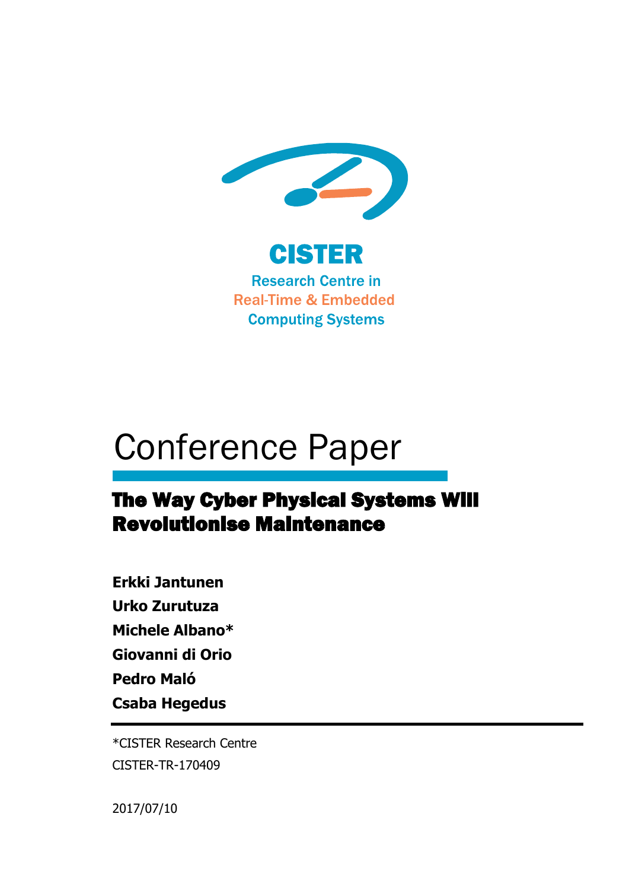CISTER

Research Centre in
Real-Time & Embedded
Computing Systems

# Conference Paper

## The Way Cyber Physical Systems Will Revolutionise Maintenance

**Erkki Jantunen**

**Urko Zurutuza**

**Michele Albano***

**Giovanni di Orio**

**Pedro Maló**

**Csaba Hegedus**

*CISTER Research Centre

CISTER-TR-170409

2017/07/10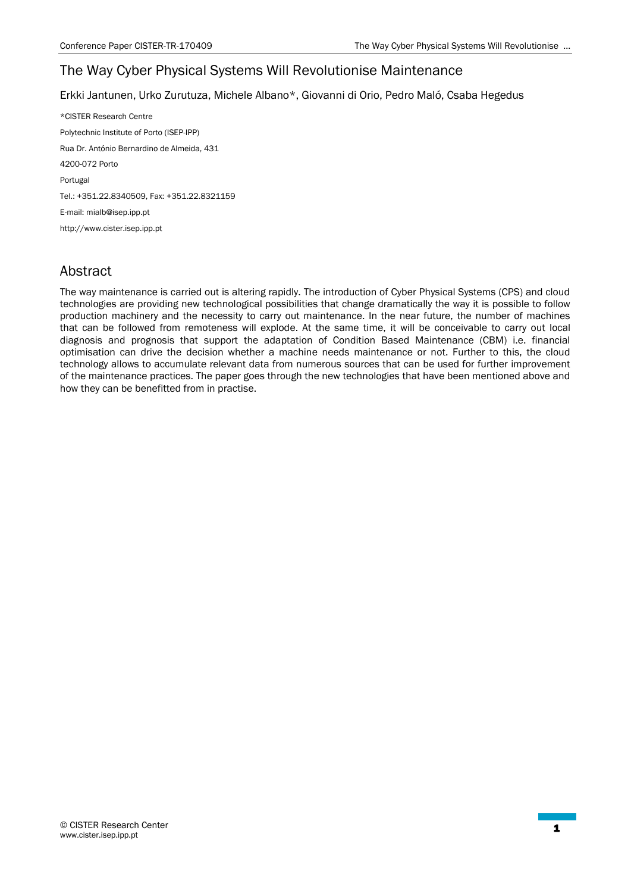# The Way Cyber Physical Systems Will Revolutionise Maintenance

Erkki Jantunen, Urko Zurutuza, Michele Albano*, Giovanni di Orio, Pedro Maló, Csaba Hegedus

*CISTER Research Centre

Polytechnic Institute of Porto (ISEP-IPP)

Rua Dr. António Bernardino de Almeida, 431

4200-072 Porto

Portugal

Tel.: +351.22.8340509, Fax: +351.22.8321159

E-mail: mialb@isep.ipp.pt

http://www.cister.isep.ipp.pt

## Abstract

The way maintenance is carried out is altering rapidly. The introduction of Cyber Physical Systems (CPS) and cloud technologies are providing new technological possibilities that change dramatically the way it is possible to follow production machinery and the necessity to carry out maintenance. In the near future, the number of machines that can be followed from remoteness will explode. At the same time, it will be conceivable to carry out local diagnosis and prognosis that support the adaptation of Condition Based Maintenance (CBM) i.e. financial optimisation can drive the decision whether a machine needs maintenance or not. Further to this, the cloud technology allows to accumulate relevant data from numerous sources that can be used for further improvement of the maintenance practices. The paper goes through the new technologies that have been mentioned above and how they can be benefitted from in practise.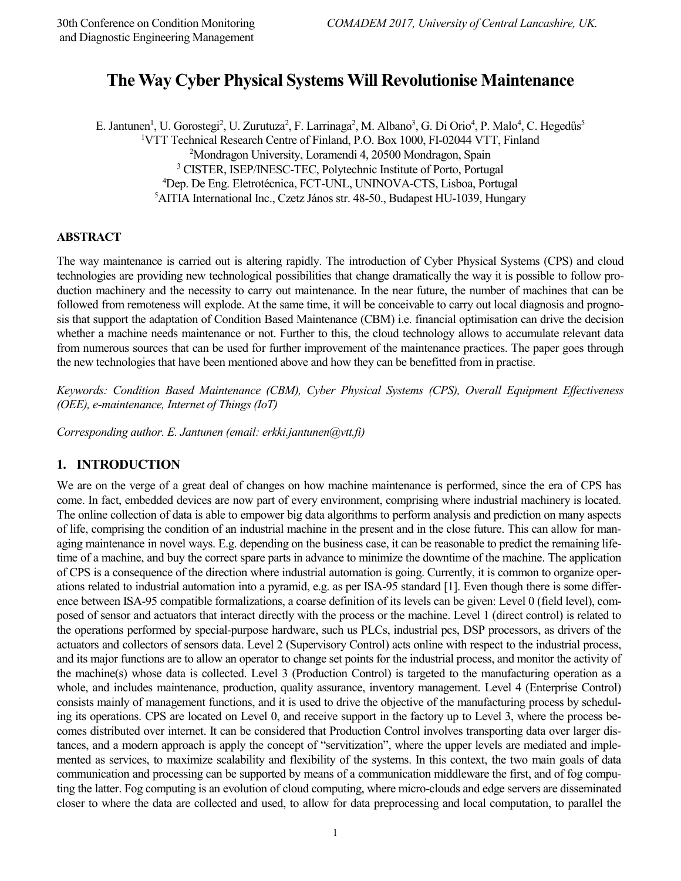# The Way Cyber Physical Systems Will Revolutionise Maintenance

E. Jantunen[1], U. Gorostegi[2], U. Zurutuza[2], F. Larrinaga[2], M. Albano[3], G. Di Orio[4], P. Malo[4], C. Hegedűs[5]

[1]VTT Technical Research Centre of Finland, P.O. Box 1000, FI-02044 VTT, Finland

[2]Mondragon University, Loramendi 4, 20500 Mondragon, Spain

[3] CISTER, ISEP/INESC-TEC, Polytechnic Institute of Porto, Portugal

[4]Dep. De Eng. Eletrotécnica, FCT-UNL, UNINOVA-CTS, Lisboa, Portugal

[5]AITIA International Inc., Czetz János str. 48-50., Budapest HU-1039, Hungary

## ABSTRACT

The way maintenance is carried out is altering rapidly. The introduction of Cyber Physical Systems (CPS) and cloud technologies are providing new technological possibilities that change dramatically the way it is possible to follow production machinery and the necessity to carry out maintenance. In the near future, the number of machines that can be followed from remoteness will explode. At the same time, it will be conceivable to carry out local diagnosis and prognosis that support the adaptation of Condition Based Maintenance (CBM) i.e. financial optimisation can drive the decision whether a machine needs maintenance or not. Further to this, the cloud technology allows to accumulate relevant data from numerous sources that can be used for further improvement of the maintenance practices. The paper goes through the new technologies that have been mentioned above and how they can be benefitted from in practise.

*Keywords: Condition Based Maintenance (CBM), Cyber Physical Systems (CPS), Overall Equipment Effectiveness (OEE), e-maintenance, Internet of Things (IoT)*

*Corresponding author. E. Jantunen (email: erkki.jantunen@vtt.fi)*

## 1. INTRODUCTION

We are on the verge of a great deal of changes on how machine maintenance is performed, since the era of CPS has come. In fact, embedded devices are now part of every environment, comprising where industrial machinery is located. The online collection of data is able to empower big data algorithms to perform analysis and prediction on many aspects of life, comprising the condition of an industrial machine in the present and in the close future. This can allow for managing maintenance in novel ways. E.g. depending on the business case, it can be reasonable to predict the remaining lifetime of a machine, and buy the correct spare parts in advance to minimize the downtime of the machine. The application of CPS is a consequence of the direction where industrial automation is going. Currently, it is common to organize operations related to industrial automation into a pyramid, e.g. as per ISA-95 standard [1]. Even though there is some difference between ISA-95 compatible formalizations, a coarse definition of its levels can be given: Level 0 (field level), composed of sensor and actuators that interact directly with the process or the machine. Level 1 (direct control) is related to the operations performed by special-purpose hardware, such us PLCs, industrial pcs, DSP processors, as drivers of the actuators and collectors of sensors data. Level 2 (Supervisory Control) acts online with respect to the industrial process, and its major functions are to allow an operator to change set points for the industrial process, and monitor the activity of the machine(s) whose data is collected. Level 3 (Production Control) is targeted to the manufacturing operation as a whole, and includes maintenance, production, quality assurance, inventory management. Level 4 (Enterprise Control) consists mainly of management functions, and it is used to drive the objective of the manufacturing process by scheduling its operations. CPS are located on Level 0, and receive support in the factory up to Level 3, where the process becomes distributed over internet. It can be considered that Production Control involves transporting data over larger distances, and a modern approach is apply the concept of "servitization", where the upper levels are mediated and implemented as services, to maximize scalability and flexibility of the systems. In this context, the two main goals of data communication and processing can be supported by means of a communication middleware the first, and of fog computing the latter. Fog computing is an evolution of cloud computing, where micro-clouds and edge servers are disseminated closer to where the data are collected and used, to allow for data preprocessing and local computation, to parallel the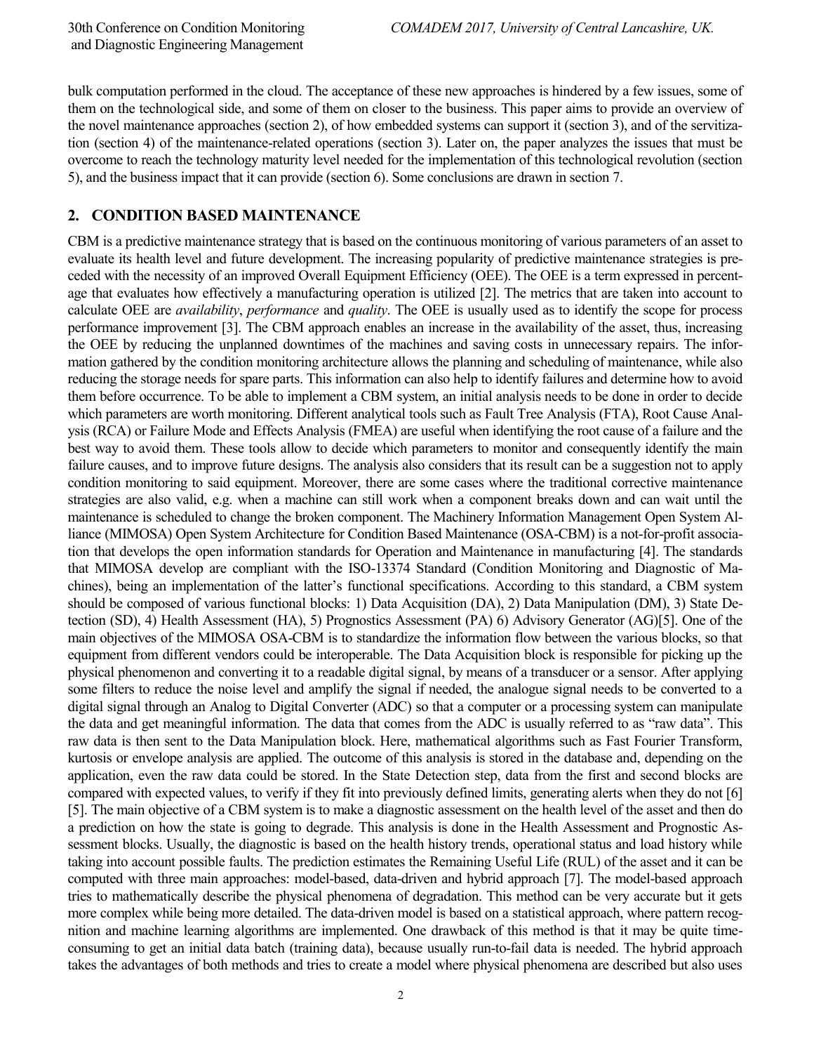bulk computation performed in the cloud. The acceptance of these new approaches is hindered by a few issues, some of them on the technological side, and some of them on closer to the business. This paper aims to provide an overview of the novel maintenance approaches (section 2), of how embedded systems can support it (section 3), and of the servitization (section 4) of the maintenance-related operations (section 3). Later on, the paper analyzes the issues that must be overcome to reach the technology maturity level needed for the implementation of this technological revolution (section 5), and the business impact that it can provide (section 6). Some conclusions are drawn in section 7.

## 2. CONDITION BASED MAINTENANCE

CBM is a predictive maintenance strategy that is based on the continuous monitoring of various parameters of an asset to evaluate its health level and future development. The increasing popularity of predictive maintenance strategies is preceded with the necessity of an improved Overall Equipment Efficiency (OEE). The OEE is a term expressed in percentage that evaluates how effectively a manufacturing operation is utilized [2]. The metrics that are taken into account to calculate OEE are *availability*, *performance* and *quality*. The OEE is usually used as to identify the scope for process performance improvement [3]. The CBM approach enables an increase in the availability of the asset, thus, increasing the OEE by reducing the unplanned downtimes of the machines and saving costs in unnecessary repairs. The information gathered by the condition monitoring architecture allows the planning and scheduling of maintenance, while also reducing the storage needs for spare parts. This information can also help to identify failures and determine how to avoid them before occurrence. To be able to implement a CBM system, an initial analysis needs to be done in order to decide which parameters are worth monitoring. Different analytical tools such as Fault Tree Analysis (FTA), Root Cause Analysis (RCA) or Failure Mode and Effects Analysis (FMEA) are useful when identifying the root cause of a failure and the best way to avoid them. These tools allow to decide which parameters to monitor and consequently identify the main failure causes, and to improve future designs. The analysis also considers that its result can be a suggestion not to apply condition monitoring to said equipment. Moreover, there are some cases where the traditional corrective maintenance strategies are also valid, e.g. when a machine can still work when a component breaks down and can wait until the maintenance is scheduled to change the broken component. The Machinery Information Management Open System Alliance (MIMOSA) Open System Architecture for Condition Based Maintenance (OSA-CBM) is a not-for-profit association that develops the open information standards for Operation and Maintenance in manufacturing [4]. The standards that MIMOSA develop are compliant with the ISO-13374 Standard (Condition Monitoring and Diagnostic of Machines), being an implementation of the latter's functional specifications. According to this standard, a CBM system should be composed of various functional blocks: 1) Data Acquisition (DA), 2) Data Manipulation (DM), 3) State Detection (SD), 4) Health Assessment (HA), 5) Prognostics Assessment (PA) 6) Advisory Generator (AG)[5]. One of the main objectives of the MIMOSA OSA-CBM is to standardize the information flow between the various blocks, so that equipment from different vendors could be interoperable. The Data Acquisition block is responsible for picking up the physical phenomenon and converting it to a readable digital signal, by means of a transducer or a sensor. After applying some filters to reduce the noise level and amplify the signal if needed, the analogue signal needs to be converted to a digital signal through an Analog to Digital Converter (ADC) so that a computer or a processing system can manipulate the data and get meaningful information. The data that comes from the ADC is usually referred to as "raw data". This raw data is then sent to the Data Manipulation block. Here, mathematical algorithms such as Fast Fourier Transform, kurtosis or envelope analysis are applied. The outcome of this analysis is stored in the database and, depending on the application, even the raw data could be stored. In the State Detection step, data from the first and second blocks are compared with expected values, to verify if they fit into previously defined limits, generating alerts when they do not [6] [5]. The main objective of a CBM system is to make a diagnostic assessment on the health level of the asset and then do a prediction on how the state is going to degrade. This analysis is done in the Health Assessment and Prognostic Assessment blocks. Usually, the diagnostic is based on the health history trends, operational status and load history while taking into account possible faults. The prediction estimates the Remaining Useful Life (RUL) of the asset and it can be computed with three main approaches: model-based, data-driven and hybrid approach [7]. The model-based approach tries to mathematically describe the physical phenomena of degradation. This method can be very accurate but it gets more complex while being more detailed. The data-driven model is based on a statistical approach, where pattern recognition and machine learning algorithms are implemented. One drawback of this method is that it may be quite time-consuming to get an initial data batch (training data), because usually run-to-fail data is needed. The hybrid approach takes the advantages of both methods and tries to create a model where physical phenomena are described but also uses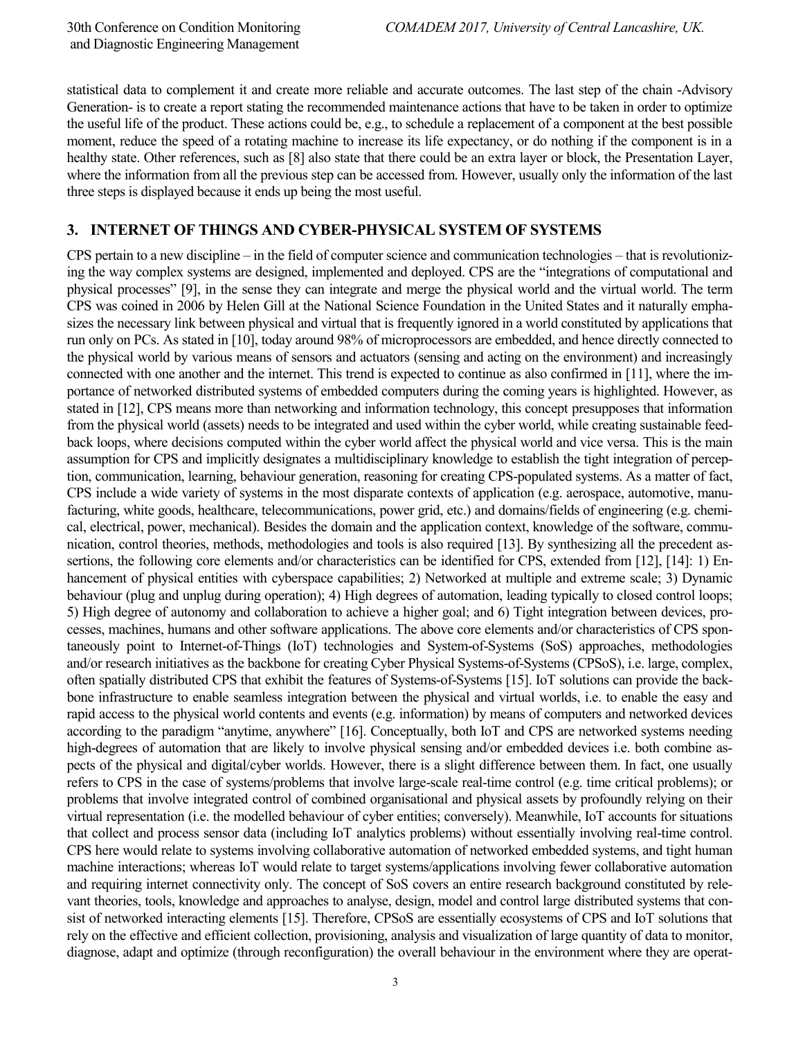statistical data to complement it and create more reliable and accurate outcomes. The last step of the chain -Advisory Generation- is to create a report stating the recommended maintenance actions that have to be taken in order to optimize the useful life of the product. These actions could be, e.g., to schedule a replacement of a component at the best possible moment, reduce the speed of a rotating machine to increase its life expectancy, or do nothing if the component is in a healthy state. Other references, such as [8] also state that there could be an extra layer or block, the Presentation Layer, where the information from all the previous step can be accessed from. However, usually only the information of the last three steps is displayed because it ends up being the most useful.

## 3. INTERNET OF THINGS AND CYBER-PHYSICAL SYSTEM OF SYSTEMS

CPS pertain to a new discipline – in the field of computer science and communication technologies – that is revolutionizing the way complex systems are designed, implemented and deployed. CPS are the "integrations of computational and physical processes" [9], in the sense they can integrate and merge the physical world and the virtual world. The term CPS was coined in 2006 by Helen Gill at the National Science Foundation in the United States and it naturally emphasizes the necessary link between physical and virtual that is frequently ignored in a world constituted by applications that run only on PCs. As stated in [10], today around 98% of microprocessors are embedded, and hence directly connected to the physical world by various means of sensors and actuators (sensing and acting on the environment) and increasingly connected with one another and the internet. This trend is expected to continue as also confirmed in [11], where the importance of networked distributed systems of embedded computers during the coming years is highlighted. However, as stated in [12], CPS means more than networking and information technology, this concept presupposes that information from the physical world (assets) needs to be integrated and used within the cyber world, while creating sustainable feedback loops, where decisions computed within the cyber world affect the physical world and vice versa. This is the main assumption for CPS and implicitly designates a multidisciplinary knowledge to establish the tight integration of perception, communication, learning, behaviour generation, reasoning for creating CPS-populated systems. As a matter of fact, CPS include a wide variety of systems in the most disparate contexts of application (e.g. aerospace, automotive, manufacturing, white goods, healthcare, telecommunications, power grid, etc.) and domains/fields of engineering (e.g. chemical, electrical, power, mechanical). Besides the domain and the application context, knowledge of the software, communication, control theories, methods, methodologies and tools is also required [13]. By synthesizing all the precedent assertions, the following core elements and/or characteristics can be identified for CPS, extended from [12], [14]: 1) Enhancement of physical entities with cyberspace capabilities; 2) Networked at multiple and extreme scale; 3) Dynamic behaviour (plug and unplug during operation); 4) High degrees of automation, leading typically to closed control loops; 5) High degree of autonomy and collaboration to achieve a higher goal; and 6) Tight integration between devices, processes, machines, humans and other software applications. The above core elements and/or characteristics of CPS spontaneously point to Internet-of-Things (IoT) technologies and System-of-Systems (SoS) approaches, methodologies and/or research initiatives as the backbone for creating Cyber Physical Systems-of-Systems (CPSoS), i.e. large, complex, often spatially distributed CPS that exhibit the features of Systems-of-Systems [15]. IoT solutions can provide the backbone infrastructure to enable seamless integration between the physical and virtual worlds, i.e. to enable the easy and rapid access to the physical world contents and events (e.g. information) by means of computers and networked devices according to the paradigm "anytime, anywhere" [16]. Conceptually, both IoT and CPS are networked systems needing high-degrees of automation that are likely to involve physical sensing and/or embedded devices i.e. both combine aspects of the physical and digital/cyber worlds. However, there is a slight difference between them. In fact, one usually refers to CPS in the case of systems/problems that involve large-scale real-time control (e.g. time critical problems); or problems that involve integrated control of combined organisational and physical assets by profoundly relying on their virtual representation (i.e. the modelled behaviour of cyber entities; conversely). Meanwhile, IoT accounts for situations that collect and process sensor data (including IoT analytics problems) without essentially involving real-time control. CPS here would relate to systems involving collaborative automation of networked embedded systems, and tight human machine interactions; whereas IoT would relate to target systems/applications involving fewer collaborative automation and requiring internet connectivity only. The concept of SoS covers an entire research background constituted by relevant theories, tools, knowledge and approaches to analyse, design, model and control large distributed systems that consist of networked interacting elements [15]. Therefore, CPSoS are essentially ecosystems of CPS and IoT solutions that rely on the effective and efficient collection, provisioning, analysis and visualization of large quantity of data to monitor, diagnose, adapt and optimize (through reconfiguration) the overall behaviour in the environment where they are operat-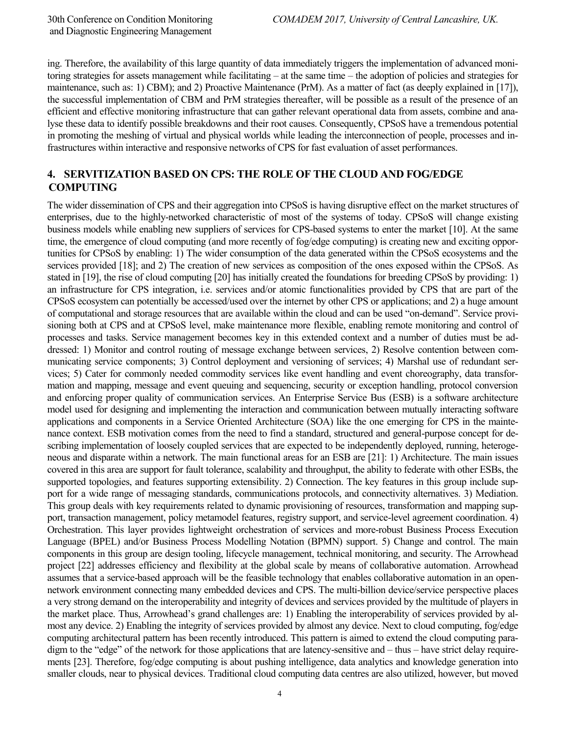ing. Therefore, the availability of this large quantity of data immediately triggers the implementation of advanced monitoring strategies for assets management while facilitating – at the same time – the adoption of policies and strategies for maintenance, such as: 1) CBM); and 2) Proactive Maintenance (PrM). As a matter of fact (as deeply explained in [17]), the successful implementation of CBM and PrM strategies thereafter, will be possible as a result of the presence of an efficient and effective monitoring infrastructure that can gather relevant operational data from assets, combine and analyse these data to identify possible breakdowns and their root causes. Consequently, CPSoS have a tremendous potential in promoting the meshing of virtual and physical worlds while leading the interconnection of people, processes and infrastructures within interactive and responsive networks of CPS for fast evaluation of asset performances.

## 4. SERVITIZATION BASED ON CPS: THE ROLE OF THE CLOUD AND FOG/EDGE COMPUTING

The wider dissemination of CPS and their aggregation into CPSoS is having disruptive effect on the market structures of enterprises, due to the highly-networked characteristic of most of the systems of today. CPSoS will change existing business models while enabling new suppliers of services for CPS-based systems to enter the market [10]. At the same time, the emergence of cloud computing (and more recently of fog/edge computing) is creating new and exciting opportunities for CPSoS by enabling: 1) The wider consumption of the data generated within the CPSoS ecosystems and the services provided [18]; and 2) The creation of new services as composition of the ones exposed within the CPSoS. As stated in [19], the rise of cloud computing [20] has initially created the foundations for breeding CPSoS by providing: 1) an infrastructure for CPS integration, i.e. services and/or atomic functionalities provided by CPS that are part of the CPSoS ecosystem can potentially be accessed/used over the internet by other CPS or applications; and 2) a huge amount of computational and storage resources that are available within the cloud and can be used "on-demand". Service provisioning both at CPS and at CPSoS level, make maintenance more flexible, enabling remote monitoring and control of processes and tasks. Service management becomes key in this extended context and a number of duties must be addressed: 1) Monitor and control routing of message exchange between services, 2) Resolve contention between communicating service components; 3) Control deployment and versioning of services; 4) Marshal use of redundant services; 5) Cater for commonly needed commodity services like event handling and event choreography, data transformation and mapping, message and event queuing and sequencing, security or exception handling, protocol conversion and enforcing proper quality of communication services. An Enterprise Service Bus (ESB) is a software architecture model used for designing and implementing the interaction and communication between mutually interacting software applications and components in a Service Oriented Architecture (SOA) like the one emerging for CPS in the maintenance context. ESB motivation comes from the need to find a standard, structured and general-purpose concept for describing implementation of loosely coupled services that are expected to be independently deployed, running, heterogeneous and disparate within a network. The main functional areas for an ESB are [21]: 1) Architecture. The main issues covered in this area are support for fault tolerance, scalability and throughput, the ability to federate with other ESBs, the supported topologies, and features supporting extensibility. 2) Connection. The key features in this group include support for a wide range of messaging standards, communications protocols, and connectivity alternatives. 3) Mediation. This group deals with key requirements related to dynamic provisioning of resources, transformation and mapping support, transaction management, policy metamodel features, registry support, and service-level agreement coordination. 4) Orchestration. This layer provides lightweight orchestration of services and more-robust Business Process Execution Language (BPEL) and/or Business Process Modelling Notation (BPMN) support. 5) Change and control. The main components in this group are design tooling, lifecycle management, technical monitoring, and security. The Arrowhead project [22] addresses efficiency and flexibility at the global scale by means of collaborative automation. Arrowhead assumes that a service-based approach will be the feasible technology that enables collaborative automation in an open-network environment connecting many embedded devices and CPS. The multi-billion device/service perspective places a very strong demand on the interoperability and integrity of devices and services provided by the multitude of players in the market place. Thus, Arrowhead's grand challenges are: 1) Enabling the interoperability of services provided by almost any device. 2) Enabling the integrity of services provided by almost any device. Next to cloud computing, fog/edge computing architectural pattern has been recently introduced. This pattern is aimed to extend the cloud computing paradigm to the "edge" of the network for those applications that are latency-sensitive and – thus – have strict delay requirements [23]. Therefore, fog/edge computing is about pushing intelligence, data analytics and knowledge generation into smaller clouds, near to physical devices. Traditional cloud computing data centres are also utilized, however, but moved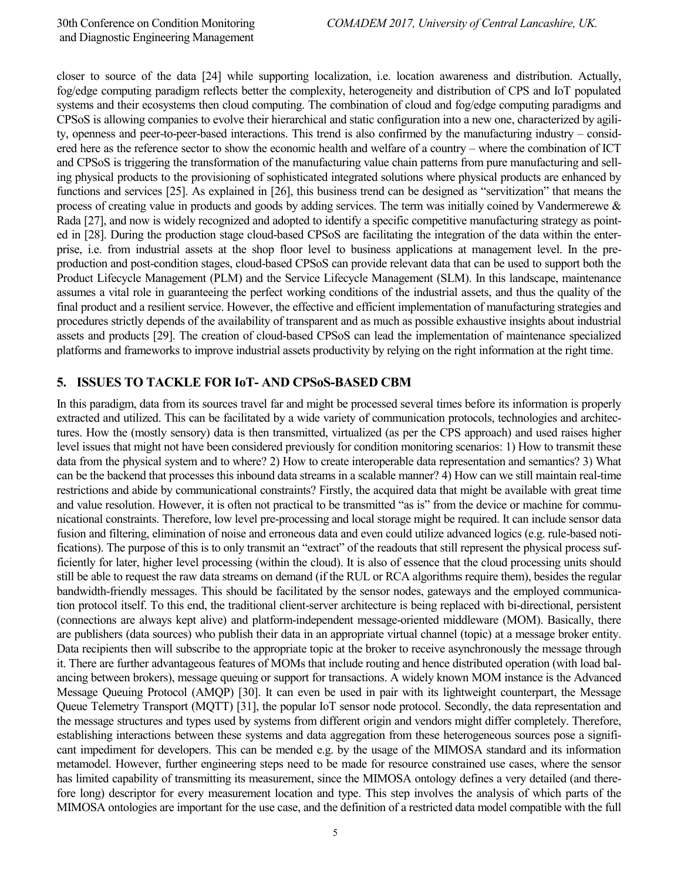closer to source of the data [24] while supporting localization, i.e. location awareness and distribution. Actually, fog/edge computing paradigm reflects better the complexity, heterogeneity and distribution of CPS and IoT populated systems and their ecosystems then cloud computing. The combination of cloud and fog/edge computing paradigms and CPSoS is allowing companies to evolve their hierarchical and static configuration into a new one, characterized by agility, openness and peer-to-peer-based interactions. This trend is also confirmed by the manufacturing industry – considered here as the reference sector to show the economic health and welfare of a country – where the combination of ICT and CPSoS is triggering the transformation of the manufacturing value chain patterns from pure manufacturing and selling physical products to the provisioning of sophisticated integrated solutions where physical products are enhanced by functions and services [25]. As explained in [26], this business trend can be designed as "servitization" that means the process of creating value in products and goods by adding services. The term was initially coined by Vandermerewe & Rada [27], and now is widely recognized and adopted to identify a specific competitive manufacturing strategy as pointed in [28]. During the production stage cloud-based CPSoS are facilitating the integration of the data within the enterprise, i.e. from industrial assets at the shop floor level to business applications at management level. In the pre-production and post-condition stages, cloud-based CPSoS can provide relevant data that can be used to support both the Product Lifecycle Management (PLM) and the Service Lifecycle Management (SLM). In this landscape, maintenance assumes a vital role in guaranteeing the perfect working conditions of the industrial assets, and thus the quality of the final product and a resilient service. However, the effective and efficient implementation of manufacturing strategies and procedures strictly depends of the availability of transparent and as much as possible exhaustive insights about industrial assets and products [29]. The creation of cloud-based CPSoS can lead the implementation of maintenance specialized platforms and frameworks to improve industrial assets productivity by relying on the right information at the right time.

## 5. ISSUES TO TACKLE FOR IoT- AND CPSoS-BASED CBM

In this paradigm, data from its sources travel far and might be processed several times before its information is properly extracted and utilized. This can be facilitated by a wide variety of communication protocols, technologies and architectures. How the (mostly sensory) data is then transmitted, virtualized (as per the CPS approach) and used raises higher level issues that might not have been considered previously for condition monitoring scenarios: 1) How to transmit these data from the physical system and to where? 2) How to create interoperable data representation and semantics? 3) What can be the backend that processes this inbound data streams in a scalable manner? 4) How can we still maintain real-time restrictions and abide by communicational constraints? Firstly, the acquired data that might be available with great time and value resolution. However, it is often not practical to be transmitted "as is" from the device or machine for communicational constraints. Therefore, low level pre-processing and local storage might be required. It can include sensor data fusion and filtering, elimination of noise and erroneous data and even could utilize advanced logics (e.g. rule-based notifications). The purpose of this is to only transmit an "extract" of the readouts that still represent the physical process sufficiently for later, higher level processing (within the cloud). It is also of essence that the cloud processing units should still be able to request the raw data streams on demand (if the RUL or RCA algorithms require them), besides the regular bandwidth-friendly messages. This should be facilitated by the sensor nodes, gateways and the employed communication protocol itself. To this end, the traditional client-server architecture is being replaced with bi-directional, persistent (connections are always kept alive) and platform-independent message-oriented middleware (MOM). Basically, there are publishers (data sources) who publish their data in an appropriate virtual channel (topic) at a message broker entity. Data recipients then will subscribe to the appropriate topic at the broker to receive asynchronously the message through it. There are further advantageous features of MOMs that include routing and hence distributed operation (with load balancing between brokers), message queuing or support for transactions. A widely known MOM instance is the Advanced Message Queuing Protocol (AMQP) [30]. It can even be used in pair with its lightweight counterpart, the Message Queue Telemetry Transport (MQTT) [31], the popular IoT sensor node protocol. Secondly, the data representation and the message structures and types used by systems from different origin and vendors might differ completely. Therefore, establishing interactions between these systems and data aggregation from these heterogeneous sources pose a significant impediment for developers. This can be mended e.g. by the usage of the MIMOSA standard and its information metamodel. However, further engineering steps need to be made for resource constrained use cases, where the sensor has limited capability of transmitting its measurement, since the MIMOSA ontology defines a very detailed (and therefore long) descriptor for every measurement location and type. This step involves the analysis of which parts of the MIMOSA ontologies are important for the use case, and the definition of a restricted data model compatible with the full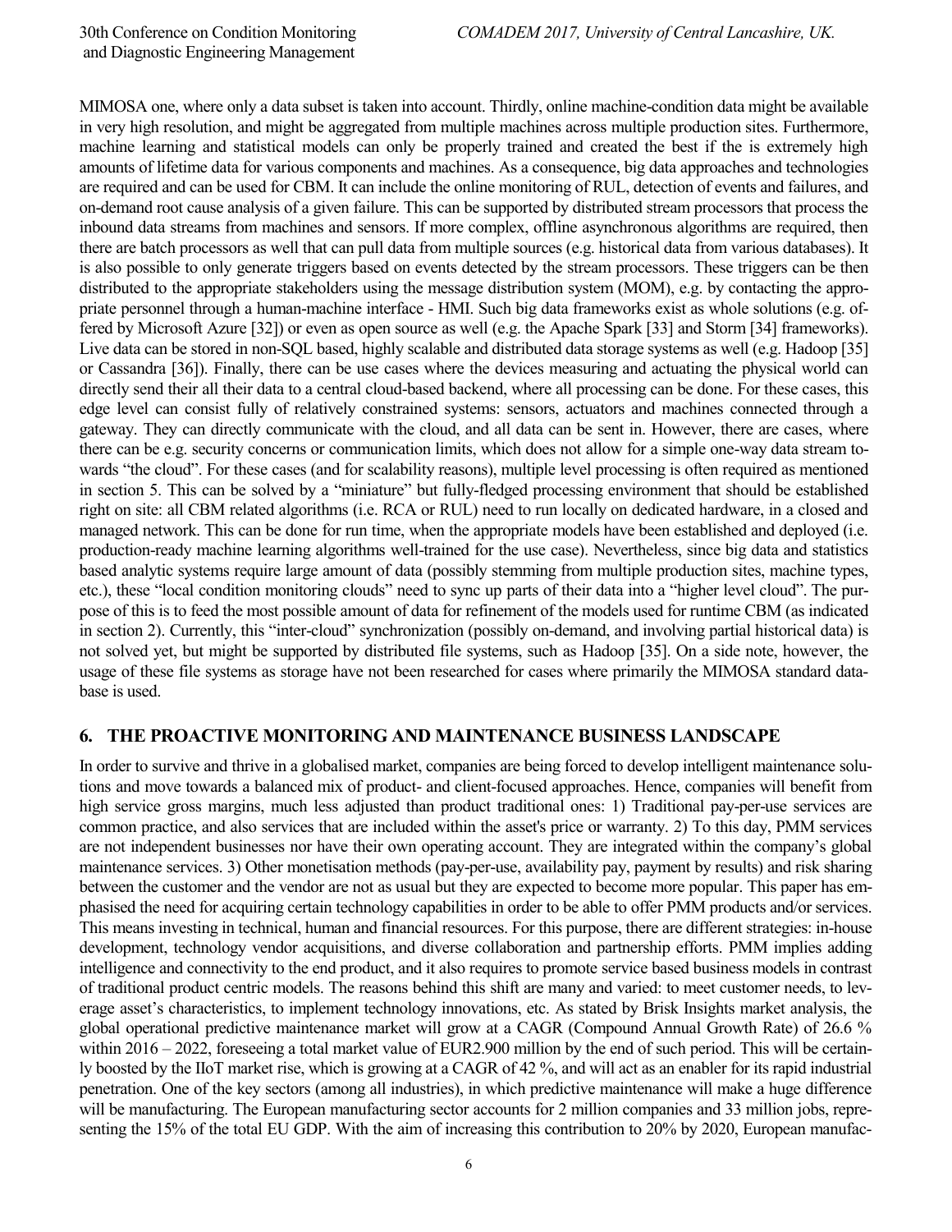MIMOSA one, where only a data subset is taken into account. Thirdly, online machine-condition data might be available in very high resolution, and might be aggregated from multiple machines across multiple production sites. Furthermore, machine learning and statistical models can only be properly trained and created the best if the is extremely high amounts of lifetime data for various components and machines. As a consequence, big data approaches and technologies are required and can be used for CBM. It can include the online monitoring of RUL, detection of events and failures, and on-demand root cause analysis of a given failure. This can be supported by distributed stream processors that process the inbound data streams from machines and sensors. If more complex, offline asynchronous algorithms are required, then there are batch processors as well that can pull data from multiple sources (e.g. historical data from various databases). It is also possible to only generate triggers based on events detected by the stream processors. These triggers can be then distributed to the appropriate stakeholders using the message distribution system (MOM), e.g. by contacting the appropriate personnel through a human-machine interface - HMI. Such big data frameworks exist as whole solutions (e.g. offered by Microsoft Azure [32]) or even as open source as well (e.g. the Apache Spark [33] and Storm [34] frameworks). Live data can be stored in non-SQL based, highly scalable and distributed data storage systems as well (e.g. Hadoop [35] or Cassandra [36]). Finally, there can be use cases where the devices measuring and actuating the physical world can directly send their all their data to a central cloud-based backend, where all processing can be done. For these cases, this edge level can consist fully of relatively constrained systems: sensors, actuators and machines connected through a gateway. They can directly communicate with the cloud, and all data can be sent in. However, there are cases, where there can be e.g. security concerns or communication limits, which does not allow for a simple one-way data stream towards "the cloud". For these cases (and for scalability reasons), multiple level processing is often required as mentioned in section 5. This can be solved by a "miniature" but fully-fledged processing environment that should be established right on site: all CBM related algorithms (i.e. RCA or RUL) need to run locally on dedicated hardware, in a closed and managed network. This can be done for run time, when the appropriate models have been established and deployed (i.e. production-ready machine learning algorithms well-trained for the use case). Nevertheless, since big data and statistics based analytic systems require large amount of data (possibly stemming from multiple production sites, machine types, etc.), these "local condition monitoring clouds" need to sync up parts of their data into a "higher level cloud". The purpose of this is to feed the most possible amount of data for refinement of the models used for runtime CBM (as indicated in section 2). Currently, this "inter-cloud" synchronization (possibly on-demand, and involving partial historical data) is not solved yet, but might be supported by distributed file systems, such as Hadoop [35]. On a side note, however, the usage of these file systems as storage have not been researched for cases where primarily the MIMOSA standard database is used.

## 6. THE PROACTIVE MONITORING AND MAINTENANCE BUSINESS LANDSCAPE

In order to survive and thrive in a globalised market, companies are being forced to develop intelligent maintenance solutions and move towards a balanced mix of product- and client-focused approaches. Hence, companies will benefit from high service gross margins, much less adjusted than product traditional ones: 1) Traditional pay-per-use services are common practice, and also services that are included within the asset's price or warranty. 2) To this day, PMM services are not independent businesses nor have their own operating account. They are integrated within the company's global maintenance services. 3) Other monetisation methods (pay-per-use, availability pay, payment by results) and risk sharing between the customer and the vendor are not as usual but they are expected to become more popular. This paper has emphasised the need for acquiring certain technology capabilities in order to be able to offer PMM products and/or services. This means investing in technical, human and financial resources. For this purpose, there are different strategies: in-house development, technology vendor acquisitions, and diverse collaboration and partnership efforts. PMM implies adding intelligence and connectivity to the end product, and it also requires to promote service based business models in contrast of traditional product centric models. The reasons behind this shift are many and varied: to meet customer needs, to leverage asset's characteristics, to implement technology innovations, etc. As stated by Brisk Insights market analysis, the global operational predictive maintenance market will grow at a CAGR (Compound Annual Growth Rate) of 26.6 % within 2016 – 2022, foreseeing a total market value of EUR2.900 million by the end of such period. This will be certainly boosted by the IIoT market rise, which is growing at a CAGR of 42 %, and will act as an enabler for its rapid industrial penetration. One of the key sectors (among all industries), in which predictive maintenance will make a huge difference will be manufacturing. The European manufacturing sector accounts for 2 million companies and 33 million jobs, representing the 15% of the total EU GDP. With the aim of increasing this contribution to 20% by 2020, European manufac-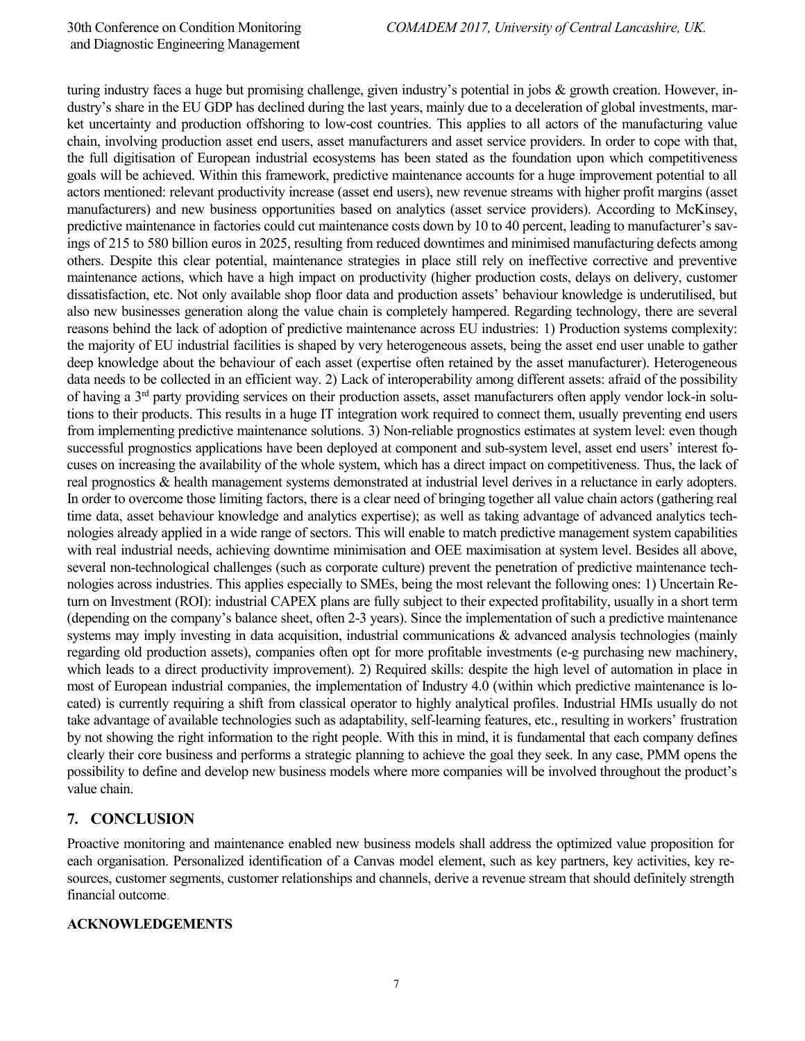turing industry faces a huge but promising challenge, given industry's potential in jobs & growth creation. However, industry's share in the EU GDP has declined during the last years, mainly due to a deceleration of global investments, market uncertainty and production offshoring to low-cost countries. This applies to all actors of the manufacturing value chain, involving production asset end users, asset manufacturers and asset service providers. In order to cope with that, the full digitisation of European industrial ecosystems has been stated as the foundation upon which competitiveness goals will be achieved. Within this framework, predictive maintenance accounts for a huge improvement potential to all actors mentioned: relevant productivity increase (asset end users), new revenue streams with higher profit margins (asset manufacturers) and new business opportunities based on analytics (asset service providers). According to McKinsey, predictive maintenance in factories could cut maintenance costs down by 10 to 40 percent, leading to manufacturer's savings of 215 to 580 billion euros in 2025, resulting from reduced downtimes and minimised manufacturing defects among others. Despite this clear potential, maintenance strategies in place still rely on ineffective corrective and preventive maintenance actions, which have a high impact on productivity (higher production costs, delays on delivery, customer dissatisfaction, etc. Not only available shop floor data and production assets' behaviour knowledge is underutilised, but also new businesses generation along the value chain is completely hampered. Regarding technology, there are several reasons behind the lack of adoption of predictive maintenance across EU industries: 1) Production systems complexity: the majority of EU industrial facilities is shaped by very heterogeneous assets, being the asset end user unable to gather deep knowledge about the behaviour of each asset (expertise often retained by the asset manufacturer). Heterogeneous data needs to be collected in an efficient way. 2) Lack of interoperability among different assets: afraid of the possibility of having a 3rd party providing services on their production assets, asset manufacturers often apply vendor lock-in solutions to their products. This results in a huge IT integration work required to connect them, usually preventing end users from implementing predictive maintenance solutions. 3) Non-reliable prognostics estimates at system level: even though successful prognostics applications have been deployed at component and sub-system level, asset end users' interest focuses on increasing the availability of the whole system, which has a direct impact on competitiveness. Thus, the lack of real prognostics & health management systems demonstrated at industrial level derives in a reluctance in early adopters. In order to overcome those limiting factors, there is a clear need of bringing together all value chain actors (gathering real time data, asset behaviour knowledge and analytics expertise); as well as taking advantage of advanced analytics technologies already applied in a wide range of sectors. This will enable to match predictive management system capabilities with real industrial needs, achieving downtime minimisation and OEE maximisation at system level. Besides all above, several non-technological challenges (such as corporate culture) prevent the penetration of predictive maintenance technologies across industries. This applies especially to SMEs, being the most relevant the following ones: 1) Uncertain Return on Investment (ROI): industrial CAPEX plans are fully subject to their expected profitability, usually in a short term (depending on the company's balance sheet, often 2-3 years). Since the implementation of such a predictive maintenance systems may imply investing in data acquisition, industrial communications & advanced analysis technologies (mainly regarding old production assets), companies often opt for more profitable investments (e-g purchasing new machinery, which leads to a direct productivity improvement). 2) Required skills: despite the high level of automation in place in most of European industrial companies, the implementation of Industry 4.0 (within which predictive maintenance is located) is currently requiring a shift from classical operator to highly analytical profiles. Industrial HMIs usually do not take advantage of available technologies such as adaptability, self-learning features, etc., resulting in workers' frustration by not showing the right information to the right people. With this in mind, it is fundamental that each company defines clearly their core business and performs a strategic planning to achieve the goal they seek. In any case, PMM opens the possibility to define and develop new business models where more companies will be involved throughout the product's value chain.

## 7. CONCLUSION

Proactive monitoring and maintenance enabled new business models shall address the optimized value proposition for each organisation. Personalized identification of a Canvas model element, such as key partners, key activities, key resources, customer segments, customer relationships and channels, derive a revenue stream that should definitely strength financial outcome.

## ACKNOWLEDGEMENTS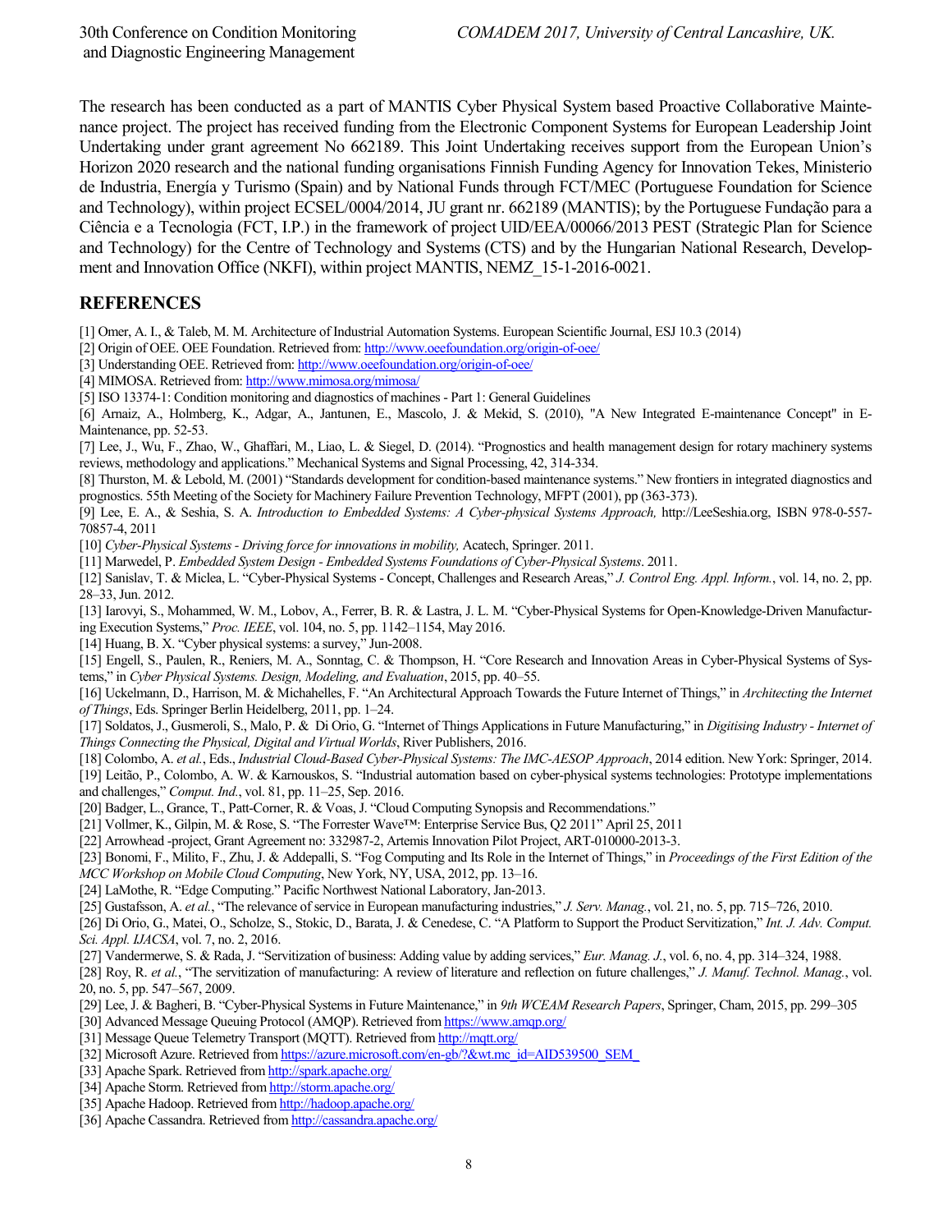The research has been conducted as a part of MANTIS Cyber Physical System based Proactive Collaborative Maintenance project. The project has received funding from the Electronic Component Systems for European Leadership Joint Undertaking under grant agreement No 662189. This Joint Undertaking receives support from the European Union's Horizon 2020 research and the national funding organisations Finnish Funding Agency for Innovation Tekes, Ministerio de Industria, Energía y Turismo (Spain) and by National Funds through FCT/MEC (Portuguese Foundation for Science and Technology), within project ECSEL/0004/2014, JU grant nr. 662189 (MANTIS); by the Portuguese Fundação para a Ciência e a Tecnologia (FCT, I.P.) in the framework of project UID/EEA/00066/2013 PEST (Strategic Plan for Science and Technology) for the Centre of Technology and Systems (CTS) and by the Hungarian National Research, Development and Innovation Office (NKFI), within project MANTIS, NEMZ_15-1-2016-0021.

## REFERENCES

[1] Omer, A. I., & Taleb, M. M. Architecture of Industrial Automation Systems. European Scientific Journal, ESJ 10.3 (2014)

[2] Origin of OEE. OEE Foundation. Retrieved from: http://www.oeefoundation.org/origin-of-oee/

[3] Understanding OEE. Retrieved from: http://www.oeefoundation.org/origin-of-oee/

[4] MIMOSA. Retrieved from: http://www.mimosa.org/mimosa/

[5] ISO 13374-1: Condition monitoring and diagnostics of machines - Part 1: General Guidelines

[6] Arnaiz, A., Holmberg, K., Adgar, A., Jantunen, E., Mascolo, J. & Mekid, S. (2010), "A New Integrated E-maintenance Concept" in E-Maintenance, pp. 52-53.

[7] Lee, J., Wu, F., Zhao, W., Ghaffari, M., Liao, L. & Siegel, D. (2014). "Prognostics and health management design for rotary machinery systems reviews, methodology and applications." Mechanical Systems and Signal Processing, 42, 314-334.

[8] Thurston, M. & Lebold, M. (2001) "Standards development for condition-based maintenance systems." New frontiers in integrated diagnostics and prognostics. 55th Meeting of the Society for Machinery Failure Prevention Technology, MFPT (2001), pp (363-373).

[9] Lee, E. A., & Seshia, S. A. *Introduction to Embedded Systems: A Cyber-physical Systems Approach,* http://LeeSeshia.org, ISBN 978-0-557-70857-4, 2011

[10] *Cyber-Physical Systems - Driving force for innovations in mobility,* Acatech, Springer. 2011.

[11] Marwedel, P. *Embedded System Design - Embedded Systems Foundations of Cyber-Physical Systems*. 2011.

[12] Sanislav, T. & Miclea, L. "Cyber-Physical Systems - Concept, Challenges and Research Areas," *J. Control Eng. Appl. Inform.*, vol. 14, no. 2, pp. 28–33, Jun. 2012.

[13] Iarovyi, S., Mohammed, W. M., Lobov, A., Ferrer, B. R. & Lastra, J. L. M. "Cyber-Physical Systems for Open-Knowledge-Driven Manufacturing Execution Systems," *Proc. IEEE*, vol. 104, no. 5, pp. 1142–1154, May 2016.

[14] Huang, B. X. "Cyber physical systems: a survey," Jun-2008.

[15] Engell, S., Paulen, R., Reniers, M. A., Sonntag, C. & Thompson, H. "Core Research and Innovation Areas in Cyber-Physical Systems of Systems," in *Cyber Physical Systems. Design, Modeling, and Evaluation*, 2015, pp. 40–55.

[16] Uckelmann, D., Harrison, M. & Michahelles, F. "An Architectural Approach Towards the Future Internet of Things," in *Architecting the Internet of Things*, Eds. Springer Berlin Heidelberg, 2011, pp. 1–24.

[17] Soldatos, J., Gusmeroli, S., Malo, P. & Di Orio, G. "Internet of Things Applications in Future Manufacturing," in *Digitising Industry - Internet of Things Connecting the Physical, Digital and Virtual Worlds*, River Publishers, 2016.

[18] Colombo, A. *et al.*, Eds., *Industrial Cloud-Based Cyber-Physical Systems: The IMC-AESOP Approach*, 2014 edition. New York: Springer, 2014.

[19] Leitão, P., Colombo, A. W. & Karnouskos, S. "Industrial automation based on cyber-physical systems technologies: Prototype implementations and challenges," *Comput. Ind.*, vol. 81, pp. 11–25, Sep. 2016.

[20] Badger, L., Grance, T., Patt-Corner, R. & Voas, J. "Cloud Computing Synopsis and Recommendations."

[21] Vollmer, K., Gilpin, M. & Rose, S. "The Forrester Wave™: Enterprise Service Bus, Q2 2011" April 25, 2011

[22] Arrowhead -project, Grant Agreement no: 332987-2, Artemis Innovation Pilot Project, ART-010000-2013-3.

[23] Bonomi, F., Milito, F., Zhu, J. & Addepalli, S. "Fog Computing and Its Role in the Internet of Things," in *Proceedings of the First Edition of the MCC Workshop on Mobile Cloud Computing*, New York, NY, USA, 2012, pp. 13–16.

[24] LaMothe, R. "Edge Computing." Pacific Northwest National Laboratory, Jan-2013.

[25] Gustafsson, A. *et al.*, "The relevance of service in European manufacturing industries," *J. Serv. Manag.*, vol. 21, no. 5, pp. 715–726, 2010.

[26] Di Orio, G., Matei, O., Scholze, S., Stokic, D., Barata, J. & Cenedese, C. "A Platform to Support the Product Servitization," *Int. J. Adv. Comput. Sci. Appl. IJACSA*, vol. 7, no. 2, 2016.

[27] Vandermerwe, S. & Rada, J. "Servitization of business: Adding value by adding services," *Eur. Manag. J.*, vol. 6, no. 4, pp. 314–324, 1988.

[28] Roy, R. *et al.*, "The servitization of manufacturing: A review of literature and reflection on future challenges," *J. Manuf. Technol. Manag.*, vol. 20, no. 5, pp. 547–567, 2009.

[29] Lee, J. & Bagheri, B. "Cyber-Physical Systems in Future Maintenance," in *9th WCEAM Research Papers*, Springer, Cham, 2015, pp. 299–305

[30] Advanced Message Queuing Protocol (AMQP). Retrieved from https://www.amqp.org/

[31] Message Queue Telemetry Transport (MQTT). Retrieved from http://mqtt.org/

[32] Microsoft Azure. Retrieved from https://azure.microsoft.com/en-gb/?&wt.mc_id=AID539500_SEM_

[33] Apache Spark. Retrieved from http://spark.apache.org/

[34] Apache Storm. Retrieved from http://storm.apache.org/

[35] Apache Hadoop. Retrieved from http://hadoop.apache.org/

[36] Apache Cassandra. Retrieved from http://cassandra.apache.org/